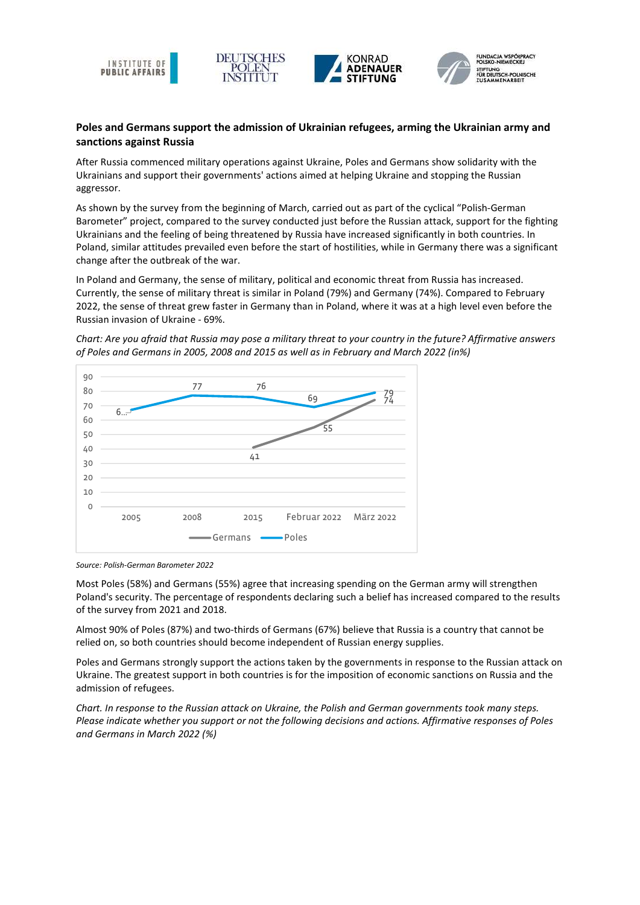**Poles and Germans support the admission of Ukrainian refugees, arming the Ukrainian army and sanctions against Russia**

After Russia commenced military operations against Ukraine, Poles and Germans show solidarity with the Ukrainians and support their governments' actions aimed at helping Ukraine and stopping the Russian aggressor.

As shown by the survey from the beginning of March, carried out as part of the cyclical "Polish-German Barometer" project, compared to the survey conducted just before the Russian attack, support for the fighting Ukrainians and the feeling of being threatened by Russia have increased significantly in both countries. In Poland, similar attitudes prevailed even before the start of hostilities, while in Germany there was a significant change after the outbreak of the war.

In Poland and Germany, the sense of military, political and economic threat from Russia has increased. Currently, the sense of military threat is similar in Poland (79%) and Germany (74%). Compared to February 2022, the sense of threat grew faster in Germany than in Poland, where it was at a high level even before the Russian invasion of Ukraine - 69%.

*Chart: Are you afraid that Russia may pose a military threat to your country in the future? Affirmative answers of Poles and Germans in 2005, 2008 and 2015 as well as in February and March 2022 (in%)*

| | 2005 | 2008 | 2015 | Februar 2022 | März 2022 |
|---|---|---|---|---|---|
| Germans | | | 41 | 55 | 74 |
| Poles | 6... | 77 | 76 | 69 | 79 |

*Source: Polish-German Barometer 2022*

Most Poles (58%) and Germans (55%) agree that increasing spending on the German army will strengthen Poland's security. The percentage of respondents declaring such a belief has increased compared to the results of the survey from 2021 and 2018.

Almost 90% of Poles (87%) and two-thirds of Germans (67%) believe that Russia is a country that cannot be relied on, so both countries should become independent of Russian energy supplies.

Poles and Germans strongly support the actions taken by the governments in response to the Russian attack on Ukraine. The greatest support in both countries is for the imposition of economic sanctions on Russia and the admission of refugees.

*Chart. In response to the Russian attack on Ukraine, the Polish and German governments took many steps. Please indicate whether you support or not the following decisions and actions. Affirmative responses of Poles and Germans in March 2022 (%)*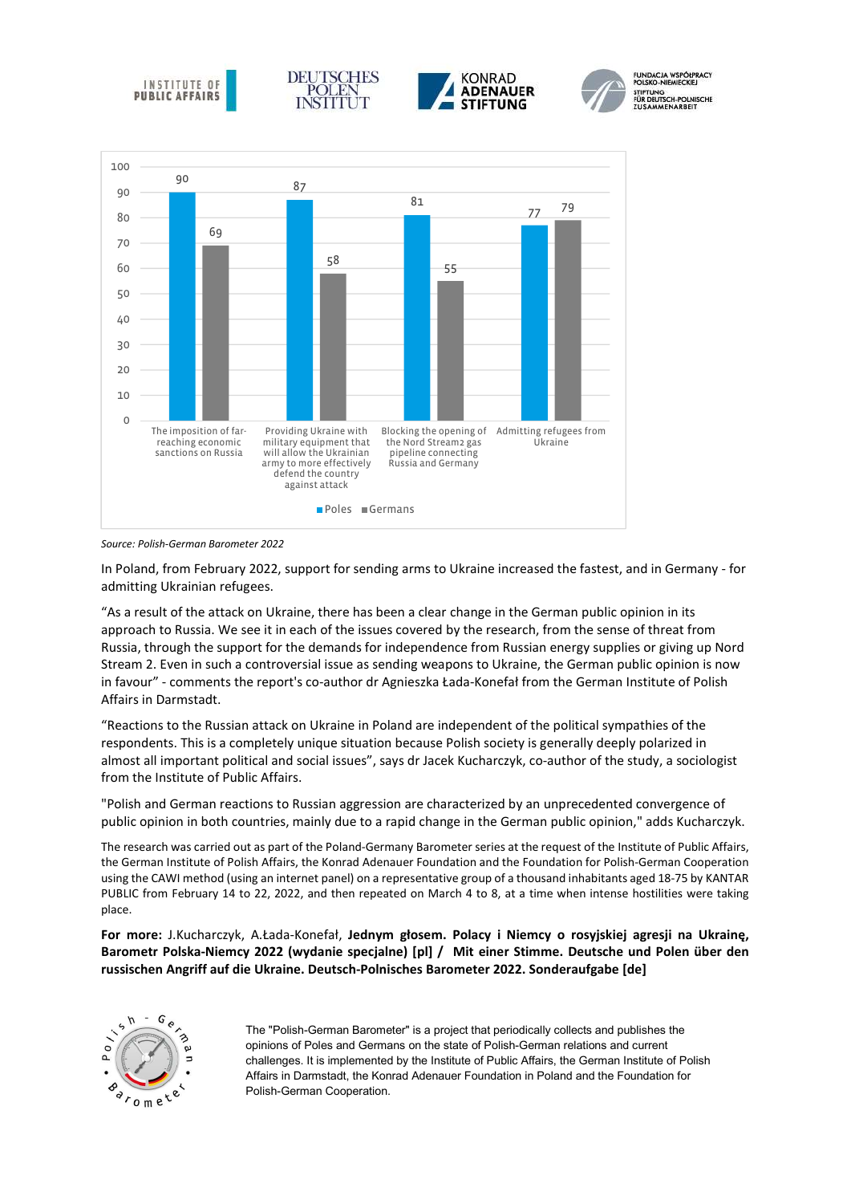100
90
80
70
60
50
40
30
20
10
0

90
69
87
58
81
55
77
79

The imposition of far-reaching economic sanctions on Russia

Providing Ukraine with military equipment that will allow the Ukrainian army to more effectively defend the country against attack

Blocking the opening of the Nord Stream2 gas pipeline connecting Russia and Germany

Admitting refugees from Ukraine

Poles
Germans

*Source: Polish-German Barometer 2022*

In Poland, from February 2022, support for sending arms to Ukraine increased the fastest, and in Germany - for admitting Ukrainian refugees.

"As a result of the attack on Ukraine, there has been a clear change in the German public opinion in its approach to Russia. We see it in each of the issues covered by the research, from the sense of threat from Russia, through the support for the demands for independence from Russian energy supplies or giving up Nord Stream 2. Even in such a controversial issue as sending weapons to Ukraine, the German public opinion is now in favour" - comments the report's co-author dr Agnieszka Łada-Konefał from the German Institute of Polish Affairs in Darmstadt.

"Reactions to the Russian attack on Ukraine in Poland are independent of the political sympathies of the respondents. This is a completely unique situation because Polish society is generally deeply polarized in almost all important political and social issues", says dr Jacek Kucharczyk, co-author of the study, a sociologist from the Institute of Public Affairs.

"Polish and German reactions to Russian aggression are characterized by an unprecedented convergence of public opinion in both countries, mainly due to a rapid change in the German public opinion," adds Kucharczyk.

The research was carried out as part of the Poland-Germany Barometer series at the request of the Institute of Public Affairs, the German Institute of Polish Affairs, the Konrad Adenauer Foundation and the Foundation for Polish-German Cooperation using the CAWI method (using an internet panel) on a representative group of a thousand inhabitants aged 18-75 by KANTAR PUBLIC from February 14 to 22, 2022, and then repeated on March 4 to 8, at a time when intense hostilities were taking place.

**For more:** J.Kucharczyk, A.Łada-Konefał, **Jednym głosem. Polacy i Niemcy o rosyjskiej agresji na Ukrainę, Barometr Polska-Niemcy 2022 (wydanie specjalne) [pl] / Mit einer Stimme. Deutsche und Polen über den russischen Angriff auf die Ukraine. Deutsch-Polnisches Barometer 2022. Sonderaufgabe [de]**

The "Polish-German Barometer" is a project that periodically collects and publishes the opinions of Poles and Germans on the state of Polish-German relations and current challenges. It is implemented by the Institute of Public Affairs, the German Institute of Polish Affairs in Darmstadt, the Konrad Adenauer Foundation in Poland and the Foundation for Polish-German Cooperation.